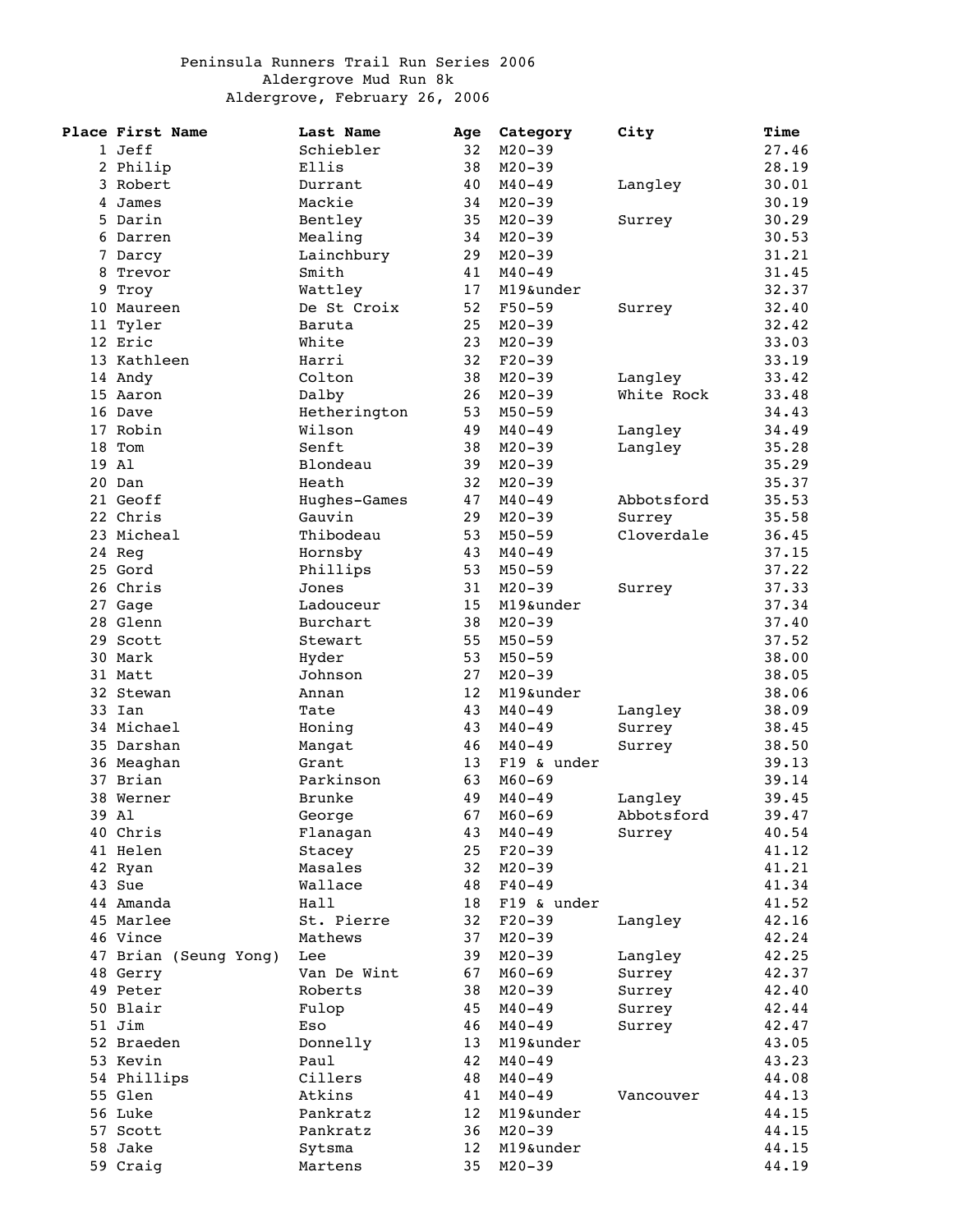Peninsula Runners Trail Run Series 2006
Aldergrove Mud Run 8k
Aldergrove, February 26, 2006

| Place | First Name | Last Name | Age | Category | City | Time |
|---|---|---|---|---|---|---|
| 1 | Jeff | Schiebler | 32 | M20-39 | | 27.46 |
| 2 | Philip | Ellis | 38 | M20-39 | | 28.19 |
| 3 | Robert | Durrant | 40 | M40-49 | Langley | 30.01 |
| 4 | James | Mackie | 34 | M20-39 | | 30.19 |
| 5 | Darin | Bentley | 35 | M20-39 | Surrey | 30.29 |
| 6 | Darren | Mealing | 34 | M20-39 | | 30.53 |
| 7 | Darcy | Lainchbury | 29 | M20-39 | | 31.21 |
| 8 | Trevor | Smith | 41 | M40-49 | | 31.45 |
| 9 | Troy | Wattley | 17 | M19&under | | 32.37 |
| 10 | Maureen | De St Croix | 52 | F50-59 | Surrey | 32.40 |
| 11 | Tyler | Baruta | 25 | M20-39 | | 32.42 |
| 12 | Eric | White | 23 | M20-39 | | 33.03 |
| 13 | Kathleen | Harri | 32 | F20-39 | | 33.19 |
| 14 | Andy | Colton | 38 | M20-39 | Langley | 33.42 |
| 15 | Aaron | Dalby | 26 | M20-39 | White Rock | 33.48 |
| 16 | Dave | Hetherington | 53 | M50-59 | | 34.43 |
| 17 | Robin | Wilson | 49 | M40-49 | Langley | 34.49 |
| 18 | Tom | Senft | 38 | M20-39 | Langley | 35.28 |
| 19 | Al | Blondeau | 39 | M20-39 | | 35.29 |
| 20 | Dan | Heath | 32 | M20-39 | | 35.37 |
| 21 | Geoff | Hughes-Games | 47 | M40-49 | Abbotsford | 35.53 |
| 22 | Chris | Gauvin | 29 | M20-39 | Surrey | 35.58 |
| 23 | Micheal | Thibodeau | 53 | M50-59 | Cloverdale | 36.45 |
| 24 | Reg | Hornsby | 43 | M40-49 | | 37.15 |
| 25 | Gord | Phillips | 53 | M50-59 | | 37.22 |
| 26 | Chris | Jones | 31 | M20-39 | Surrey | 37.33 |
| 27 | Gage | Ladouceur | 15 | M19&under | | 37.34 |
| 28 | Glenn | Burchart | 38 | M20-39 | | 37.40 |
| 29 | Scott | Stewart | 55 | M50-59 | | 37.52 |
| 30 | Mark | Hyder | 53 | M50-59 | | 38.00 |
| 31 | Matt | Johnson | 27 | M20-39 | | 38.05 |
| 32 | Stewan | Annan | 12 | M19&under | | 38.06 |
| 33 | Ian | Tate | 43 | M40-49 | Langley | 38.09 |
| 34 | Michael | Honing | 43 | M40-49 | Surrey | 38.45 |
| 35 | Darshan | Mangat | 46 | M40-49 | Surrey | 38.50 |
| 36 | Meaghan | Grant | 13 | F19 & under | | 39.13 |
| 37 | Brian | Parkinson | 63 | M60-69 | | 39.14 |
| 38 | Werner | Brunke | 49 | M40-49 | Langley | 39.45 |
| 39 | Al | George | 67 | M60-69 | Abbotsford | 39.47 |
| 40 | Chris | Flanagan | 43 | M40-49 | Surrey | 40.54 |
| 41 | Helen | Stacey | 25 | F20-39 | | 41.12 |
| 42 | Ryan | Masales | 32 | M20-39 | | 41.21 |
| 43 | Sue | Wallace | 48 | F40-49 | | 41.34 |
| 44 | Amanda | Hall | 18 | F19 & under | | 41.52 |
| 45 | Marlee | St. Pierre | 32 | F20-39 | Langley | 42.16 |
| 46 | Vince | Mathews | 37 | M20-39 | | 42.24 |
| 47 | Brian (Seung Yong) | Lee | 39 | M20-39 | Langley | 42.25 |
| 48 | Gerry | Van De Wint | 67 | M60-69 | Surrey | 42.37 |
| 49 | Peter | Roberts | 38 | M20-39 | Surrey | 42.40 |
| 50 | Blair | Fulop | 45 | M40-49 | Surrey | 42.44 |
| 51 | Jim | Eso | 46 | M40-49 | Surrey | 42.47 |
| 52 | Braeden | Donnelly | 13 | M19&under | | 43.05 |
| 53 | Kevin | Paul | 42 | M40-49 | | 43.23 |
| 54 | Phillips | Cillers | 48 | M40-49 | | 44.08 |
| 55 | Glen | Atkins | 41 | M40-49 | Vancouver | 44.13 |
| 56 | Luke | Pankratz | 12 | M19&under | | 44.15 |
| 57 | Scott | Pankratz | 36 | M20-39 | | 44.15 |
| 58 | Jake | Sytsma | 12 | M19&under | | 44.15 |
| 59 | Craig | Martens | 35 | M20-39 | | 44.19 |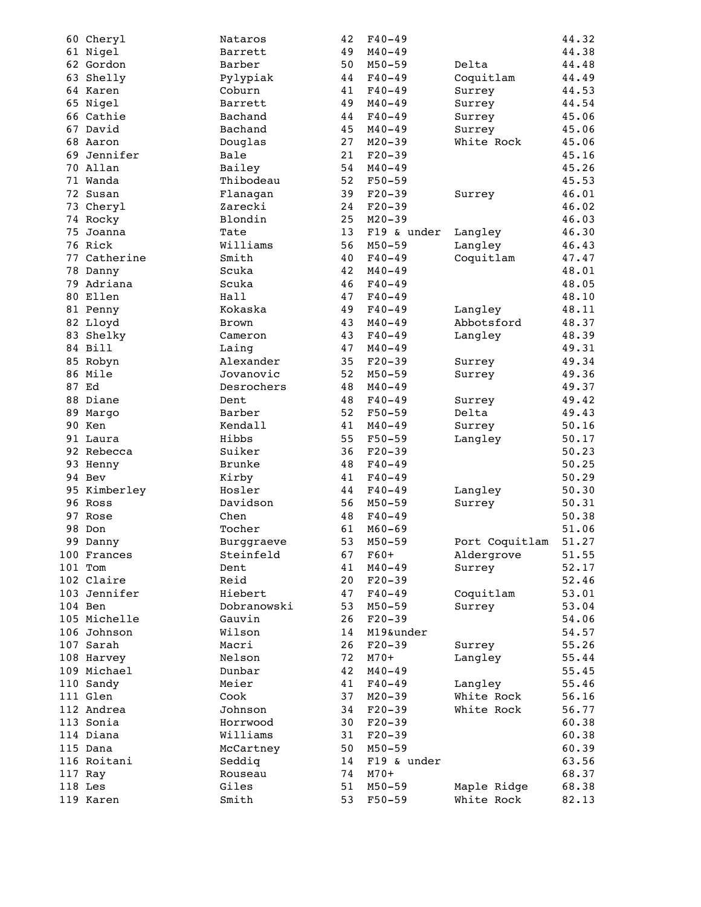| | | | | | | |
|---|---|---|---|---|---|---|
| 60 | Cheryl | Nataros | 42 | F40-49 | | 44.32 |
| 61 | Nigel | Barrett | 49 | M40-49 | | 44.38 |
| 62 | Gordon | Barber | 50 | M50-59 | Delta | 44.48 |
| 63 | Shelly | Pylypiak | 44 | F40-49 | Coquitlam | 44.49 |
| 64 | Karen | Coburn | 41 | F40-49 | Surrey | 44.53 |
| 65 | Nigel | Barrett | 49 | M40-49 | Surrey | 44.54 |
| 66 | Cathie | Bachand | 44 | F40-49 | Surrey | 45.06 |
| 67 | David | Bachand | 45 | M40-49 | Surrey | 45.06 |
| 68 | Aaron | Douglas | 27 | M20-39 | White Rock | 45.06 |
| 69 | Jennifer | Bale | 21 | F20-39 | | 45.16 |
| 70 | Allan | Bailey | 54 | M40-49 | | 45.26 |
| 71 | Wanda | Thibodeau | 52 | F50-59 | | 45.53 |
| 72 | Susan | Flanagan | 39 | F20-39 | Surrey | 46.01 |
| 73 | Cheryl | Zarecki | 24 | F20-39 | | 46.02 |
| 74 | Rocky | Blondin | 25 | M20-39 | | 46.03 |
| 75 | Joanna | Tate | 13 | F19 & under | Langley | 46.30 |
| 76 | Rick | Williams | 56 | M50-59 | Langley | 46.43 |
| 77 | Catherine | Smith | 40 | F40-49 | Coquitlam | 47.47 |
| 78 | Danny | Scuka | 42 | M40-49 | | 48.01 |
| 79 | Adriana | Scuka | 46 | F40-49 | | 48.05 |
| 80 | Ellen | Hall | 47 | F40-49 | | 48.10 |
| 81 | Penny | Kokaska | 49 | F40-49 | Langley | 48.11 |
| 82 | Lloyd | Brown | 43 | M40-49 | Abbotsford | 48.37 |
| 83 | Shelky | Cameron | 43 | F40-49 | Langley | 48.39 |
| 84 | Bill | Laing | 47 | M40-49 | | 49.31 |
| 85 | Robyn | Alexander | 35 | F20-39 | Surrey | 49.34 |
| 86 | Mile | Jovanovic | 52 | M50-59 | Surrey | 49.36 |
| 87 | Ed | Desrochers | 48 | M40-49 | | 49.37 |
| 88 | Diane | Dent | 48 | F40-49 | Surrey | 49.42 |
| 89 | Margo | Barber | 52 | F50-59 | Delta | 49.43 |
| 90 | Ken | Kendall | 41 | M40-49 | Surrey | 50.16 |
| 91 | Laura | Hibbs | 55 | F50-59 | Langley | 50.17 |
| 92 | Rebecca | Suiker | 36 | F20-39 | | 50.23 |
| 93 | Henny | Brunke | 48 | F40-49 | | 50.25 |
| 94 | Bev | Kirby | 41 | F40-49 | | 50.29 |
| 95 | Kimberley | Hosler | 44 | F40-49 | Langley | 50.30 |
| 96 | Ross | Davidson | 56 | M50-59 | Surrey | 50.31 |
| 97 | Rose | Chen | 48 | F40-49 | | 50.38 |
| 98 | Don | Tocher | 61 | M60-69 | | 51.06 |
| 99 | Danny | Burggraeve | 53 | M50-59 | Port Coquitlam | 51.27 |
| 100 | Frances | Steinfeld | 67 | F60+ | Aldergrove | 51.55 |
| 101 | Tom | Dent | 41 | M40-49 | Surrey | 52.17 |
| 102 | Claire | Reid | 20 | F20-39 | | 52.46 |
| 103 | Jennifer | Hiebert | 47 | F40-49 | Coquitlam | 53.01 |
| 104 | Ben | Dobranowski | 53 | M50-59 | Surrey | 53.04 |
| 105 | Michelle | Gauvin | 26 | F20-39 | | 54.06 |
| 106 | Johnson | Wilson | 14 | M19&under | | 54.57 |
| 107 | Sarah | Macri | 26 | F20-39 | Surrey | 55.26 |
| 108 | Harvey | Nelson | 72 | M70+ | Langley | 55.44 |
| 109 | Michael | Dunbar | 42 | M40-49 | | 55.45 |
| 110 | Sandy | Meier | 41 | F40-49 | Langley | 55.46 |
| 111 | Glen | Cook | 37 | M20-39 | White Rock | 56.16 |
| 112 | Andrea | Johnson | 34 | F20-39 | White Rock | 56.77 |
| 113 | Sonia | Horrwood | 30 | F20-39 | | 60.38 |
| 114 | Diana | Williams | 31 | F20-39 | | 60.38 |
| 115 | Dana | McCartney | 50 | M50-59 | | 60.39 |
| 116 | Roitani | Seddiq | 14 | F19 & under | | 63.56 |
| 117 | Ray | Rouseau | 74 | M70+ | | 68.37 |
| 118 | Les | Giles | 51 | M50-59 | Maple Ridge | 68.38 |
| 119 | Karen | Smith | 53 | F50-59 | White Rock | 82.13 |